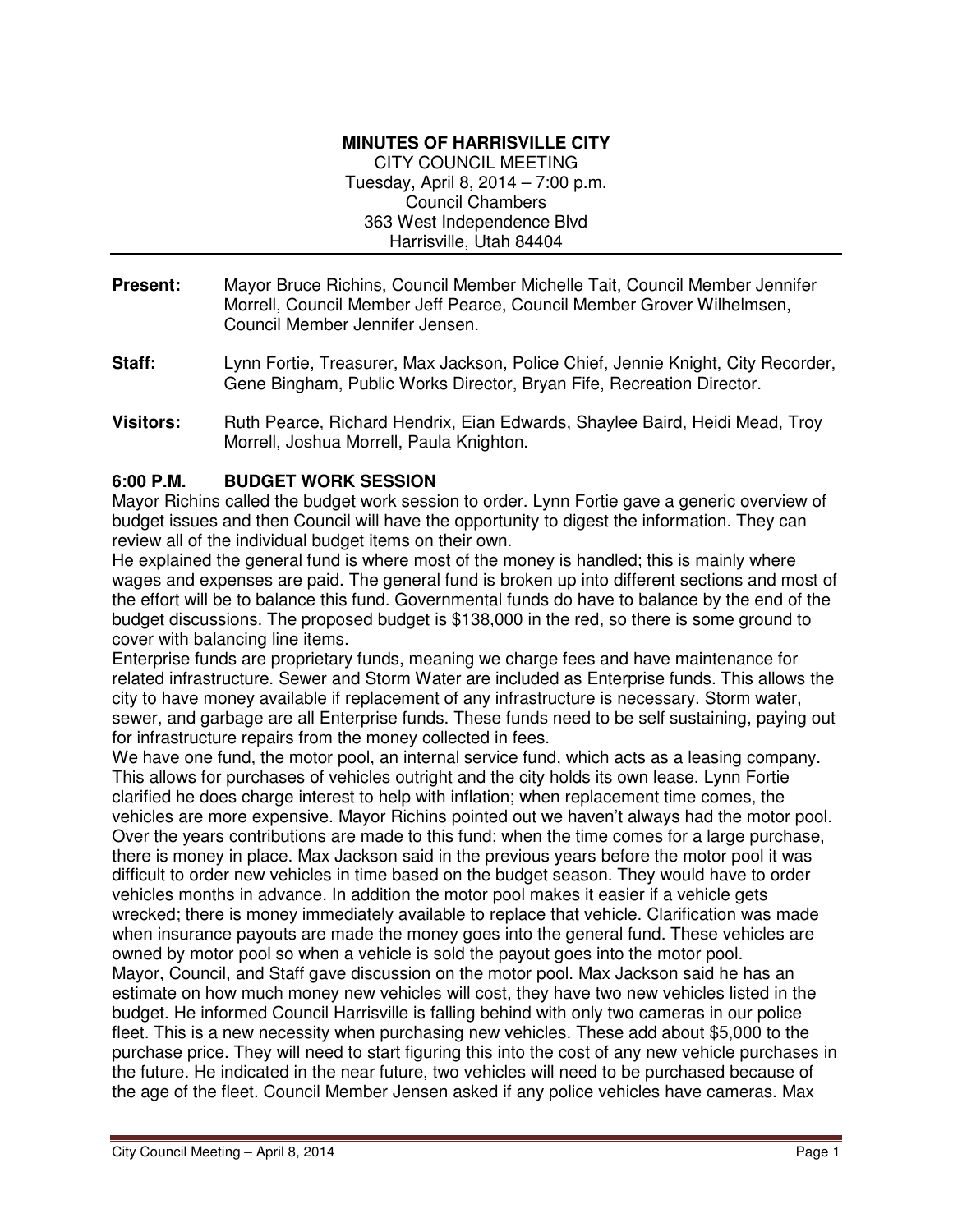**MINUTES OF HARRISVILLE CITY**
CITY COUNCIL MEETING
Tuesday, April 8, 2014 – 7:00 p.m.
Council Chambers
363 West Independence Blvd
Harrisville, Utah 84404

**Present:** Mayor Bruce Richins, Council Member Michelle Tait, Council Member Jennifer Morrell, Council Member Jeff Pearce, Council Member Grover Wilhelmsen, Council Member Jennifer Jensen.

**Staff:** Lynn Fortie, Treasurer, Max Jackson, Police Chief, Jennie Knight, City Recorder, Gene Bingham, Public Works Director, Bryan Fife, Recreation Director.

**Visitors:** Ruth Pearce, Richard Hendrix, Eian Edwards, Shaylee Baird, Heidi Mead, Troy Morrell, Joshua Morrell, Paula Knighton.

## 6:00 P.M. BUDGET WORK SESSION

Mayor Richins called the budget work session to order. Lynn Fortie gave a generic overview of budget issues and then Council will have the opportunity to digest the information. They can review all of the individual budget items on their own.

He explained the general fund is where most of the money is handled; this is mainly where wages and expenses are paid. The general fund is broken up into different sections and most of the effort will be to balance this fund. Governmental funds do have to balance by the end of the budget discussions. The proposed budget is $138,000 in the red, so there is some ground to cover with balancing line items.

Enterprise funds are proprietary funds, meaning we charge fees and have maintenance for related infrastructure. Sewer and Storm Water are included as Enterprise funds. This allows the city to have money available if replacement of any infrastructure is necessary. Storm water, sewer, and garbage are all Enterprise funds. These funds need to be self sustaining, paying out for infrastructure repairs from the money collected in fees.

We have one fund, the motor pool, an internal service fund, which acts as a leasing company. This allows for purchases of vehicles outright and the city holds its own lease. Lynn Fortie clarified he does charge interest to help with inflation; when replacement time comes, the vehicles are more expensive. Mayor Richins pointed out we haven't always had the motor pool. Over the years contributions are made to this fund; when the time comes for a large purchase, there is money in place. Max Jackson said in the previous years before the motor pool it was difficult to order new vehicles in time based on the budget season. They would have to order vehicles months in advance. In addition the motor pool makes it easier if a vehicle gets wrecked; there is money immediately available to replace that vehicle. Clarification was made when insurance payouts are made the money goes into the general fund. These vehicles are owned by motor pool so when a vehicle is sold the payout goes into the motor pool.

Mayor, Council, and Staff gave discussion on the motor pool. Max Jackson said he has an estimate on how much money new vehicles will cost, they have two new vehicles listed in the budget. He informed Council Harrisville is falling behind with only two cameras in our police fleet. This is a new necessity when purchasing new vehicles. These add about $5,000 to the purchase price. They will need to start figuring this into the cost of any new vehicle purchases in the future. He indicated in the near future, two vehicles will need to be purchased because of the age of the fleet. Council Member Jensen asked if any police vehicles have cameras. Max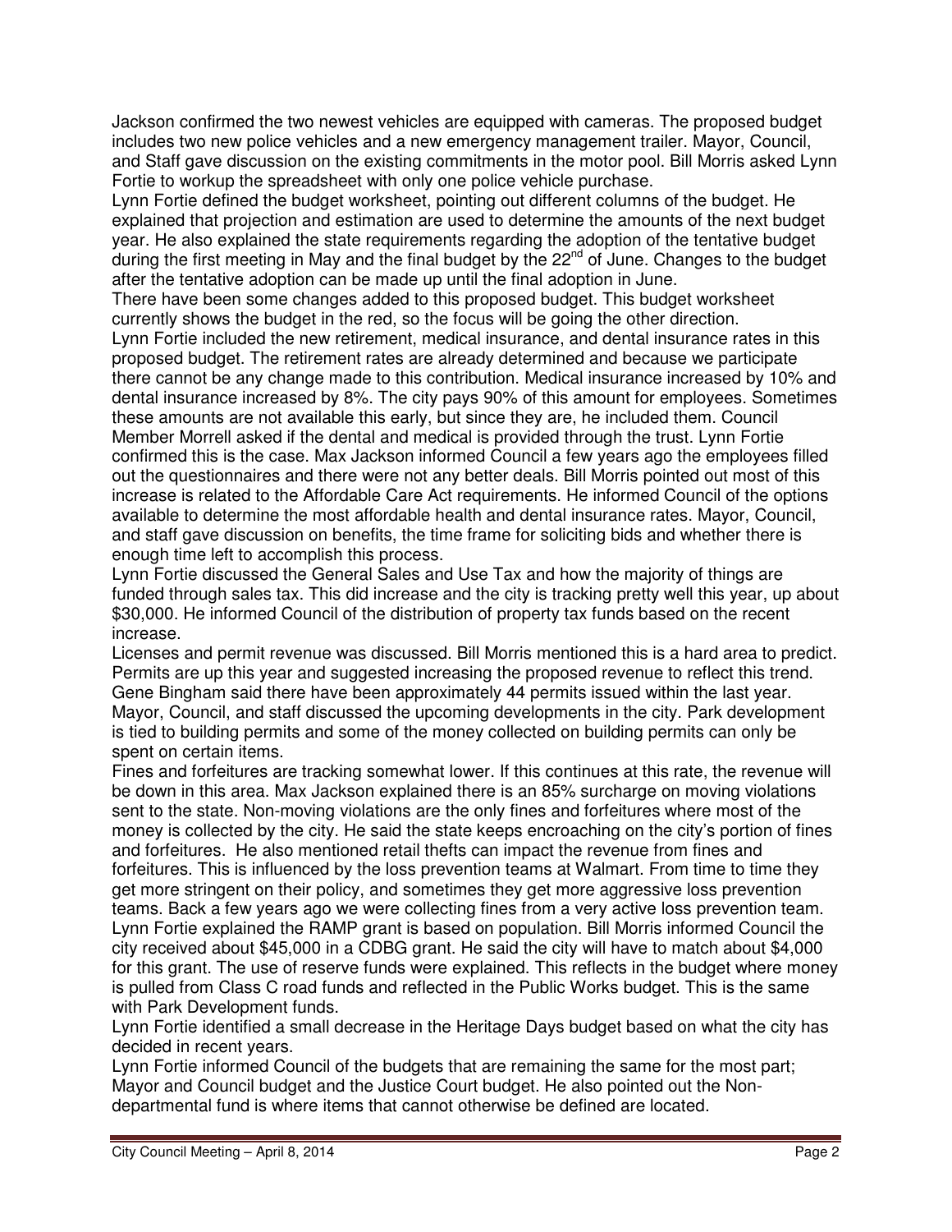Jackson confirmed the two newest vehicles are equipped with cameras. The proposed budget includes two new police vehicles and a new emergency management trailer. Mayor, Council, and Staff gave discussion on the existing commitments in the motor pool. Bill Morris asked Lynn Fortie to workup the spreadsheet with only one police vehicle purchase.

Lynn Fortie defined the budget worksheet, pointing out different columns of the budget. He explained that projection and estimation are used to determine the amounts of the next budget year. He also explained the state requirements regarding the adoption of the tentative budget during the first meeting in May and the final budget by the 22nd of June. Changes to the budget after the tentative adoption can be made up until the final adoption in June.

There have been some changes added to this proposed budget. This budget worksheet currently shows the budget in the red, so the focus will be going the other direction.

Lynn Fortie included the new retirement, medical insurance, and dental insurance rates in this proposed budget. The retirement rates are already determined and because we participate there cannot be any change made to this contribution. Medical insurance increased by 10% and dental insurance increased by 8%. The city pays 90% of this amount for employees. Sometimes these amounts are not available this early, but since they are, he included them. Council Member Morrell asked if the dental and medical is provided through the trust. Lynn Fortie confirmed this is the case. Max Jackson informed Council a few years ago the employees filled out the questionnaires and there were not any better deals. Bill Morris pointed out most of this increase is related to the Affordable Care Act requirements. He informed Council of the options available to determine the most affordable health and dental insurance rates. Mayor, Council, and staff gave discussion on benefits, the time frame for soliciting bids and whether there is enough time left to accomplish this process.

Lynn Fortie discussed the General Sales and Use Tax and how the majority of things are funded through sales tax. This did increase and the city is tracking pretty well this year, up about $30,000. He informed Council of the distribution of property tax funds based on the recent increase.

Licenses and permit revenue was discussed. Bill Morris mentioned this is a hard area to predict. Permits are up this year and suggested increasing the proposed revenue to reflect this trend. Gene Bingham said there have been approximately 44 permits issued within the last year. Mayor, Council, and staff discussed the upcoming developments in the city. Park development is tied to building permits and some of the money collected on building permits can only be spent on certain items.

Fines and forfeitures are tracking somewhat lower. If this continues at this rate, the revenue will be down in this area. Max Jackson explained there is an 85% surcharge on moving violations sent to the state. Non-moving violations are the only fines and forfeitures where most of the money is collected by the city. He said the state keeps encroaching on the city's portion of fines and forfeitures. He also mentioned retail thefts can impact the revenue from fines and forfeitures. This is influenced by the loss prevention teams at Walmart. From time to time they get more stringent on their policy, and sometimes they get more aggressive loss prevention teams. Back a few years ago we were collecting fines from a very active loss prevention team.

Lynn Fortie explained the RAMP grant is based on population. Bill Morris informed Council the city received about $45,000 in a CDBG grant. He said the city will have to match about $4,000 for this grant. The use of reserve funds were explained. This reflects in the budget where money is pulled from Class C road funds and reflected in the Public Works budget. This is the same with Park Development funds.

Lynn Fortie identified a small decrease in the Heritage Days budget based on what the city has decided in recent years.

Lynn Fortie informed Council of the budgets that are remaining the same for the most part; Mayor and Council budget and the Justice Court budget. He also pointed out the Non-departmental fund is where items that cannot otherwise be defined are located.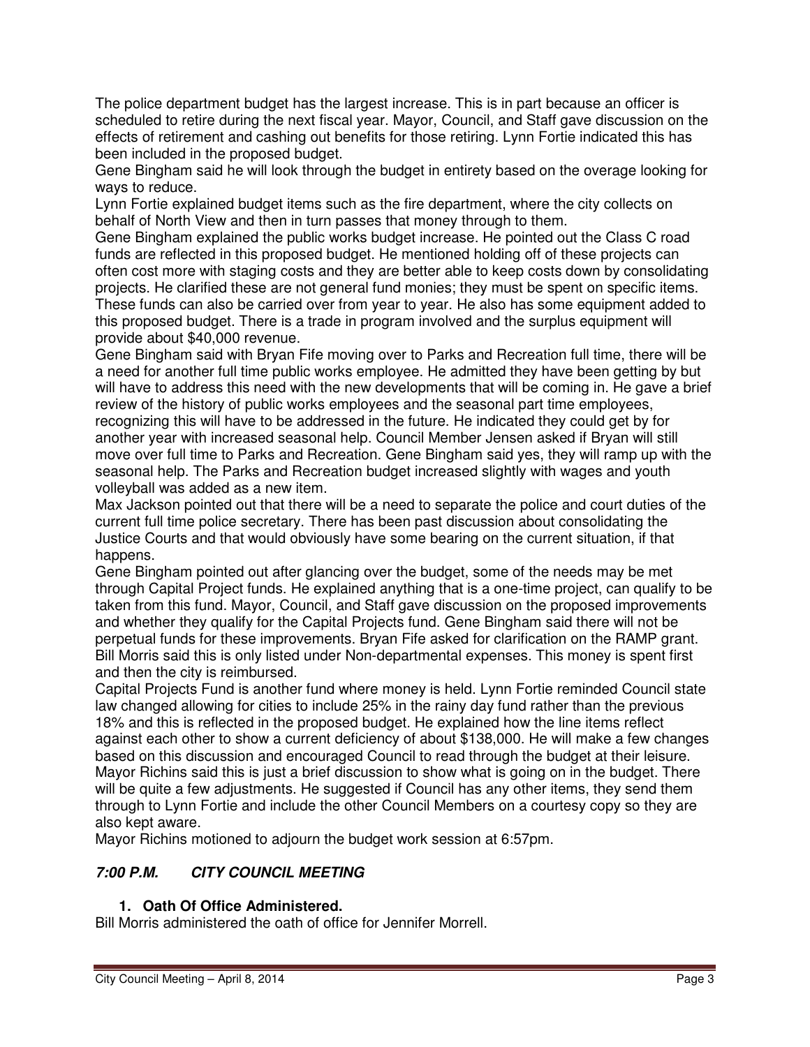The police department budget has the largest increase. This is in part because an officer is scheduled to retire during the next fiscal year. Mayor, Council, and Staff gave discussion on the effects of retirement and cashing out benefits for those retiring. Lynn Fortie indicated this has been included in the proposed budget.

Gene Bingham said he will look through the budget in entirety based on the overage looking for ways to reduce.

Lynn Fortie explained budget items such as the fire department, where the city collects on behalf of North View and then in turn passes that money through to them.

Gene Bingham explained the public works budget increase. He pointed out the Class C road funds are reflected in this proposed budget. He mentioned holding off of these projects can often cost more with staging costs and they are better able to keep costs down by consolidating projects. He clarified these are not general fund monies; they must be spent on specific items. These funds can also be carried over from year to year. He also has some equipment added to this proposed budget. There is a trade in program involved and the surplus equipment will provide about $40,000 revenue.

Gene Bingham said with Bryan Fife moving over to Parks and Recreation full time, there will be a need for another full time public works employee. He admitted they have been getting by but will have to address this need with the new developments that will be coming in. He gave a brief review of the history of public works employees and the seasonal part time employees, recognizing this will have to be addressed in the future. He indicated they could get by for another year with increased seasonal help. Council Member Jensen asked if Bryan will still move over full time to Parks and Recreation. Gene Bingham said yes, they will ramp up with the seasonal help. The Parks and Recreation budget increased slightly with wages and youth volleyball was added as a new item.

Max Jackson pointed out that there will be a need to separate the police and court duties of the current full time police secretary. There has been past discussion about consolidating the Justice Courts and that would obviously have some bearing on the current situation, if that happens.

Gene Bingham pointed out after glancing over the budget, some of the needs may be met through Capital Project funds. He explained anything that is a one-time project, can qualify to be taken from this fund. Mayor, Council, and Staff gave discussion on the proposed improvements and whether they qualify for the Capital Projects fund. Gene Bingham said there will not be perpetual funds for these improvements. Bryan Fife asked for clarification on the RAMP grant. Bill Morris said this is only listed under Non-departmental expenses. This money is spent first and then the city is reimbursed.

Capital Projects Fund is another fund where money is held. Lynn Fortie reminded Council state law changed allowing for cities to include 25% in the rainy day fund rather than the previous 18% and this is reflected in the proposed budget. He explained how the line items reflect against each other to show a current deficiency of about $138,000. He will make a few changes based on this discussion and encouraged Council to read through the budget at their leisure. Mayor Richins said this is just a brief discussion to show what is going on in the budget. There will be quite a few adjustments. He suggested if Council has any other items, they send them through to Lynn Fortie and include the other Council Members on a courtesy copy so they are also kept aware.

Mayor Richins motioned to adjourn the budget work session at 6:57pm.

## *7:00 P.M. CITY COUNCIL MEETING*

### 1. Oath Of Office Administered.

Bill Morris administered the oath of office for Jennifer Morrell.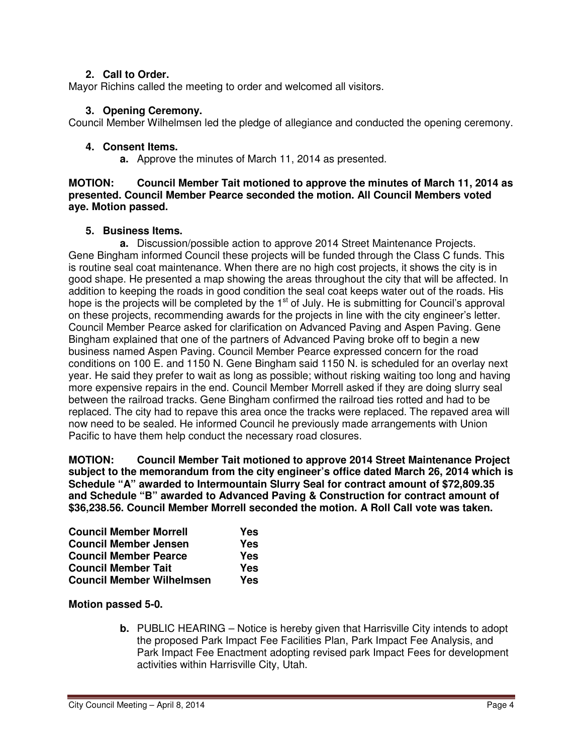**2. Call to Order.**

Mayor Richins called the meeting to order and welcomed all visitors.

**3. Opening Ceremony.**

Council Member Wilhelmsen led the pledge of allegiance and conducted the opening ceremony.

**4. Consent Items.**

**a.** Approve the minutes of March 11, 2014 as presented.

**MOTION: Council Member Tait motioned to approve the minutes of March 11, 2014 as presented. Council Member Pearce seconded the motion. All Council Members voted aye. Motion passed.**

**5. Business Items.**

**a.** Discussion/possible action to approve 2014 Street Maintenance Projects. Gene Bingham informed Council these projects will be funded through the Class C funds. This is routine seal coat maintenance. When there are no high cost projects, it shows the city is in good shape. He presented a map showing the areas throughout the city that will be affected. In addition to keeping the roads in good condition the seal coat keeps water out of the roads. His hope is the projects will be completed by the 1st of July. He is submitting for Council's approval on these projects, recommending awards for the projects in line with the city engineer's letter. Council Member Pearce asked for clarification on Advanced Paving and Aspen Paving. Gene Bingham explained that one of the partners of Advanced Paving broke off to begin a new business named Aspen Paving. Council Member Pearce expressed concern for the road conditions on 100 E. and 1150 N. Gene Bingham said 1150 N. is scheduled for an overlay next year. He said they prefer to wait as long as possible; without risking waiting too long and having more expensive repairs in the end. Council Member Morrell asked if they are doing slurry seal between the railroad tracks. Gene Bingham confirmed the railroad ties rotted and had to be replaced. The city had to repave this area once the tracks were replaced. The repaved area will now need to be sealed. He informed Council he previously made arrangements with Union Pacific to have them help conduct the necessary road closures.

**MOTION: Council Member Tait motioned to approve 2014 Street Maintenance Project subject to the memorandum from the city engineer's office dated March 26, 2014 which is Schedule "A" awarded to Intermountain Slurry Seal for contract amount of $72,809.35 and Schedule "B" awarded to Advanced Paving & Construction for contract amount of $36,238.56. Council Member Morrell seconded the motion. A Roll Call vote was taken.**

| | |
|---|---|
| **Council Member Morrell** | **Yes** |
| **Council Member Jensen** | **Yes** |
| **Council Member Pearce** | **Yes** |
| **Council Member Tait** | **Yes** |
| **Council Member Wilhelmsen** | **Yes** |

**Motion passed 5-0.**

**b.** PUBLIC HEARING – Notice is hereby given that Harrisville City intends to adopt the proposed Park Impact Fee Facilities Plan, Park Impact Fee Analysis, and Park Impact Fee Enactment adopting revised park Impact Fees for development activities within Harrisville City, Utah.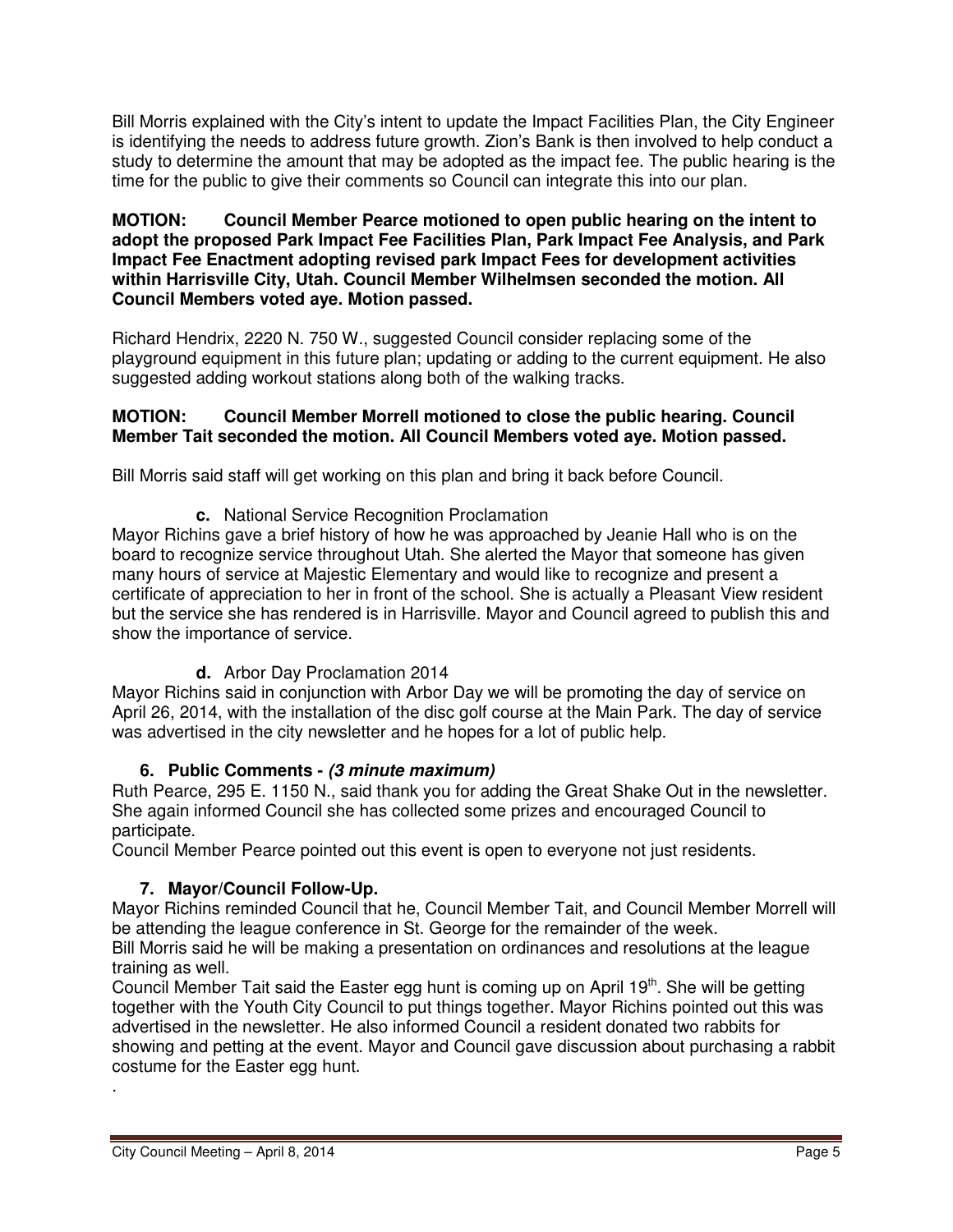Bill Morris explained with the City's intent to update the Impact Facilities Plan, the City Engineer is identifying the needs to address future growth. Zion's Bank is then involved to help conduct a study to determine the amount that may be adopted as the impact fee. The public hearing is the time for the public to give their comments so Council can integrate this into our plan.

**MOTION: Council Member Pearce motioned to open public hearing on the intent to adopt the proposed Park Impact Fee Facilities Plan, Park Impact Fee Analysis, and Park Impact Fee Enactment adopting revised park Impact Fees for development activities within Harrisville City, Utah. Council Member Wilhelmsen seconded the motion. All Council Members voted aye. Motion passed.**

Richard Hendrix, 2220 N. 750 W., suggested Council consider replacing some of the playground equipment in this future plan; updating or adding to the current equipment. He also suggested adding workout stations along both of the walking tracks.

**MOTION: Council Member Morrell motioned to close the public hearing. Council Member Tait seconded the motion. All Council Members voted aye. Motion passed.**

Bill Morris said staff will get working on this plan and bring it back before Council.

**c.** National Service Recognition Proclamation

Mayor Richins gave a brief history of how he was approached by Jeanie Hall who is on the board to recognize service throughout Utah. She alerted the Mayor that someone has given many hours of service at Majestic Elementary and would like to recognize and present a certificate of appreciation to her in front of the school. She is actually a Pleasant View resident but the service she has rendered is in Harrisville. Mayor and Council agreed to publish this and show the importance of service.

**d.** Arbor Day Proclamation 2014

Mayor Richins said in conjunction with Arbor Day we will be promoting the day of service on April 26, 2014, with the installation of the disc golf course at the Main Park. The day of service was advertised in the city newsletter and he hopes for a lot of public help.

## 6. Public Comments - *(3 minute maximum)*

Ruth Pearce, 295 E. 1150 N., said thank you for adding the Great Shake Out in the newsletter. She again informed Council she has collected some prizes and encouraged Council to participate.

Council Member Pearce pointed out this event is open to everyone not just residents.

## 7. Mayor/Council Follow-Up.

Mayor Richins reminded Council that he, Council Member Tait, and Council Member Morrell will be attending the league conference in St. George for the remainder of the week.

Bill Morris said he will be making a presentation on ordinances and resolutions at the league training as well.

Council Member Tait said the Easter egg hunt is coming up on April 19th. She will be getting together with the Youth City Council to put things together. Mayor Richins pointed out this was advertised in the newsletter. He also informed Council a resident donated two rabbits for showing and petting at the event. Mayor and Council gave discussion about purchasing a rabbit costume for the Easter egg hunt.

.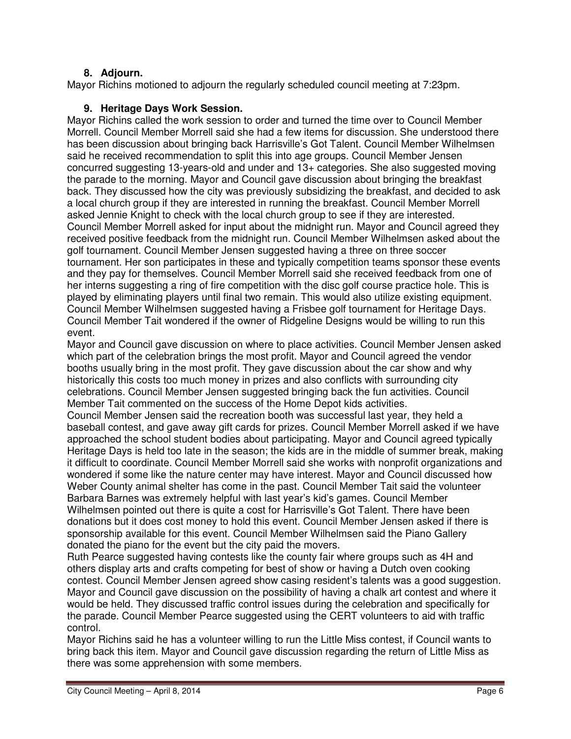## 8. Adjourn.

Mayor Richins motioned to adjourn the regularly scheduled council meeting at 7:23pm.

## 9. Heritage Days Work Session.

Mayor Richins called the work session to order and turned the time over to Council Member Morrell. Council Member Morrell said she had a few items for discussion. She understood there has been discussion about bringing back Harrisville's Got Talent. Council Member Wilhelmsen said he received recommendation to split this into age groups. Council Member Jensen concurred suggesting 13-years-old and under and 13+ categories. She also suggested moving the parade to the morning. Mayor and Council gave discussion about bringing the breakfast back. They discussed how the city was previously subsidizing the breakfast, and decided to ask a local church group if they are interested in running the breakfast. Council Member Morrell asked Jennie Knight to check with the local church group to see if they are interested. Council Member Morrell asked for input about the midnight run. Mayor and Council agreed they received positive feedback from the midnight run. Council Member Wilhelmsen asked about the golf tournament. Council Member Jensen suggested having a three on three soccer tournament. Her son participates in these and typically competition teams sponsor these events and they pay for themselves. Council Member Morrell said she received feedback from one of her interns suggesting a ring of fire competition with the disc golf course practice hole. This is played by eliminating players until final two remain. This would also utilize existing equipment. Council Member Wilhelmsen suggested having a Frisbee golf tournament for Heritage Days. Council Member Tait wondered if the owner of Ridgeline Designs would be willing to run this event.

Mayor and Council gave discussion on where to place activities. Council Member Jensen asked which part of the celebration brings the most profit. Mayor and Council agreed the vendor booths usually bring in the most profit. They gave discussion about the car show and why historically this costs too much money in prizes and also conflicts with surrounding city celebrations. Council Member Jensen suggested bringing back the fun activities. Council Member Tait commented on the success of the Home Depot kids activities.

Council Member Jensen said the recreation booth was successful last year, they held a baseball contest, and gave away gift cards for prizes. Council Member Morrell asked if we have approached the school student bodies about participating. Mayor and Council agreed typically Heritage Days is held too late in the season; the kids are in the middle of summer break, making it difficult to coordinate. Council Member Morrell said she works with nonprofit organizations and wondered if some like the nature center may have interest. Mayor and Council discussed how Weber County animal shelter has come in the past. Council Member Tait said the volunteer Barbara Barnes was extremely helpful with last year's kid's games. Council Member Wilhelmsen pointed out there is quite a cost for Harrisville's Got Talent. There have been donations but it does cost money to hold this event. Council Member Jensen asked if there is sponsorship available for this event. Council Member Wilhelmsen said the Piano Gallery donated the piano for the event but the city paid the movers.

Ruth Pearce suggested having contests like the county fair where groups such as 4H and others display arts and crafts competing for best of show or having a Dutch oven cooking contest. Council Member Jensen agreed show casing resident's talents was a good suggestion. Mayor and Council gave discussion on the possibility of having a chalk art contest and where it would be held. They discussed traffic control issues during the celebration and specifically for the parade. Council Member Pearce suggested using the CERT volunteers to aid with traffic control.

Mayor Richins said he has a volunteer willing to run the Little Miss contest, if Council wants to bring back this item. Mayor and Council gave discussion regarding the return of Little Miss as there was some apprehension with some members.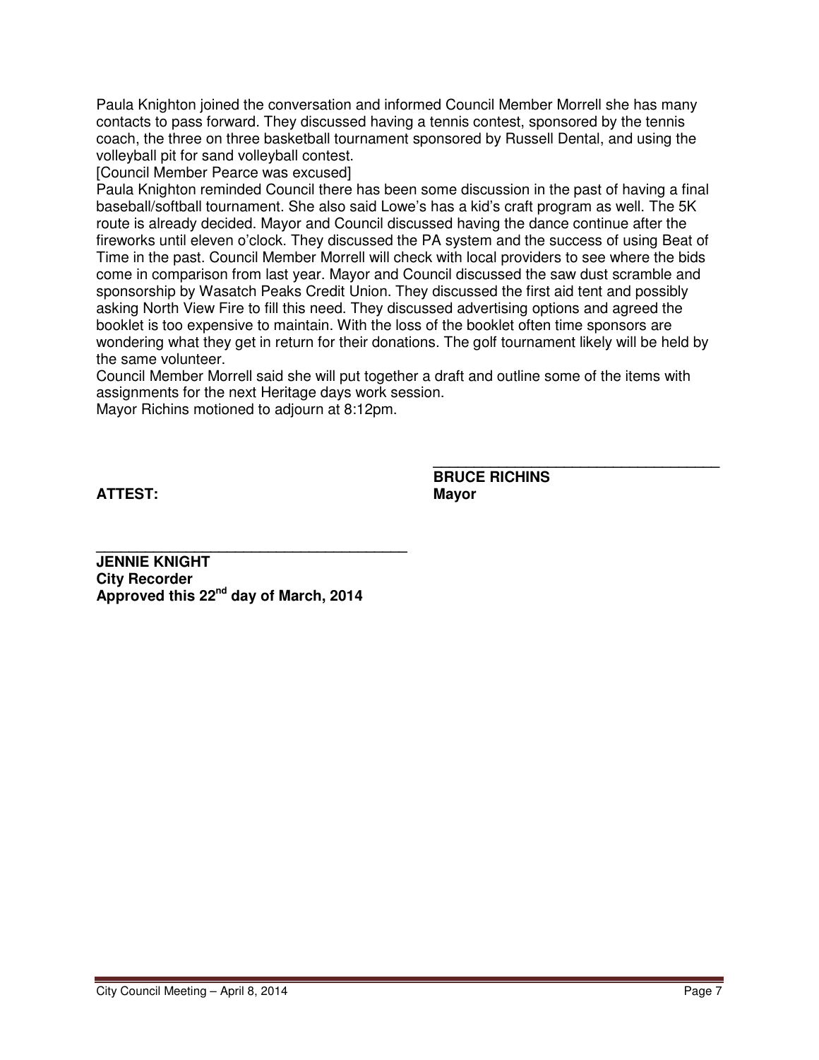Paula Knighton joined the conversation and informed Council Member Morrell she has many contacts to pass forward. They discussed having a tennis contest, sponsored by the tennis coach, the three on three basketball tournament sponsored by Russell Dental, and using the volleyball pit for sand volleyball contest.

[Council Member Pearce was excused]

Paula Knighton reminded Council there has been some discussion in the past of having a final baseball/softball tournament. She also said Lowe's has a kid's craft program as well. The 5K route is already decided. Mayor and Council discussed having the dance continue after the fireworks until eleven o'clock. They discussed the PA system and the success of using Beat of Time in the past. Council Member Morrell will check with local providers to see where the bids come in comparison from last year. Mayor and Council discussed the saw dust scramble and sponsorship by Wasatch Peaks Credit Union. They discussed the first aid tent and possibly asking North View Fire to fill this need. They discussed advertising options and agreed the booklet is too expensive to maintain. With the loss of the booklet often time sponsors are wondering what they get in return for their donations. The golf tournament likely will be held by the same volunteer.

Council Member Morrell said she will put together a draft and outline some of the items with assignments for the next Heritage days work session.

Mayor Richins motioned to adjourn at 8:12pm.

\_\_\_\_\_\_\_\_\_\_\_\_\_\_\_\_\_\_\_\_\_\_\_\_\_\_\_\_\_\_\_\_\_\_\_\_

**BRUCE RICHINS**
**Mayor**

**ATTEST:**

\_\_\_\_\_\_\_\_\_\_\_\_\_\_\_\_\_\_\_\_\_\_\_\_\_\_\_\_\_\_\_\_\_\_\_\_

**JENNIE KNIGHT**
**City Recorder**
**Approved this 22nd day of March, 2014**